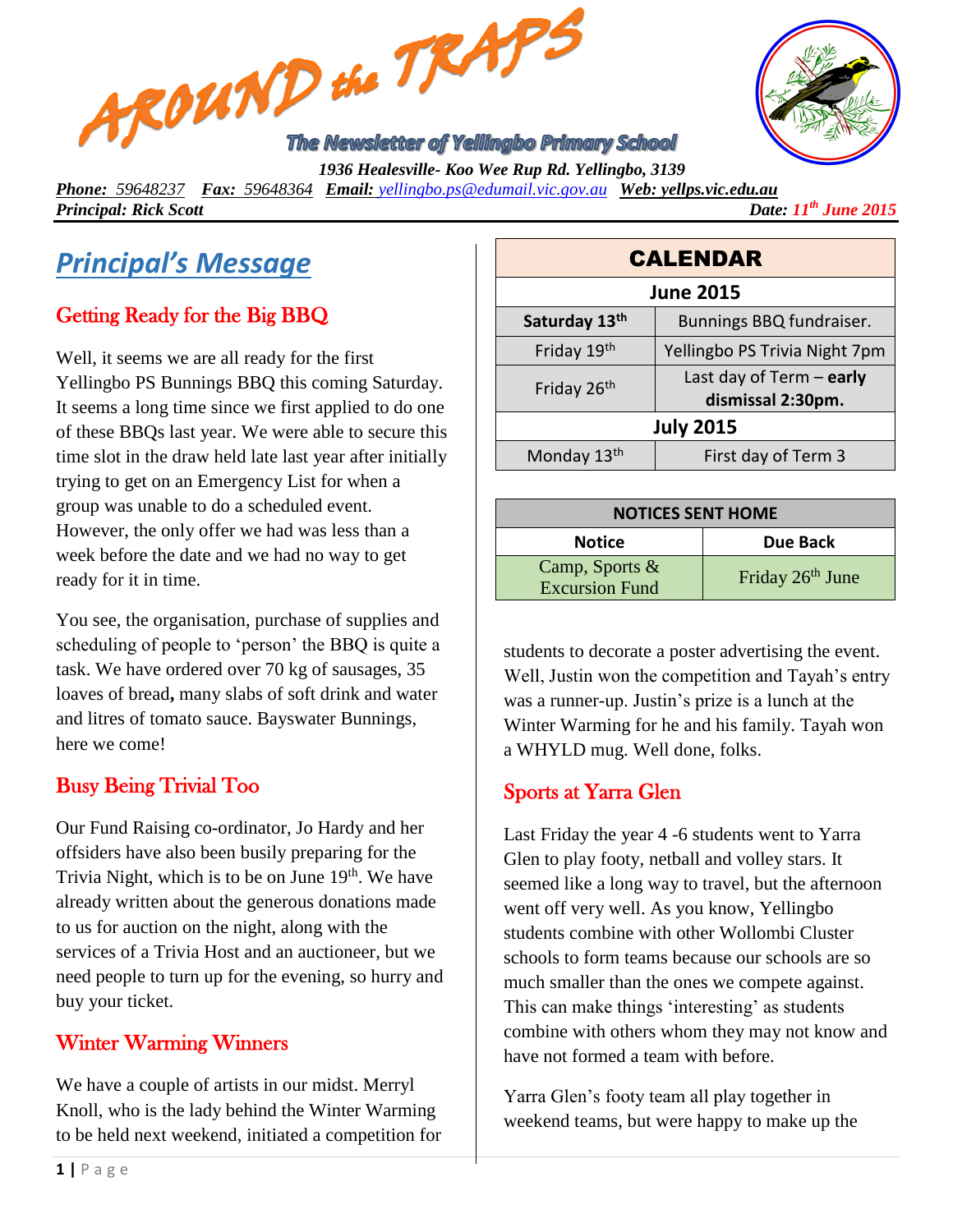# AROUND the TRAPS

**The Newsletter of Yellingbo Primary School**

*1936 Healesville- Koo Wee Rup Rd. Yellingbo, 3139*

***Phone:** 59648237* ***Fax:** 59648364* ***Email:** yellingbo.ps@edumail.vic.gov.au* ***Web:** yellps.vic.edu.au*

***Principal: Rick Scott*** ***Date: 11th June 2015***

## Principal's Message

### Getting Ready for the Big BBQ

Well, it seems we are all ready for the first Yellingbo PS Bunnings BBQ this coming Saturday. It seems a long time since we first applied to do one of these BBQs last year. We were able to secure this time slot in the draw held late last year after initially trying to get on an Emergency List for when a group was unable to do a scheduled event. However, the only offer we had was less than a week before the date and we had no way to get ready for it in time.

You see, the organisation, purchase of supplies and scheduling of people to 'person' the BBQ is quite a task. We have ordered over 70 kg of sausages, 35 loaves of bread**,** many slabs of soft drink and water and litres of tomato sauce. Bayswater Bunnings, here we come!

### Busy Being Trivial Too

Our Fund Raising co-ordinator, Jo Hardy and her offsiders have also been busily preparing for the Trivia Night, which is to be on June 19th. We have already written about the generous donations made to us for auction on the night, along with the services of a Trivia Host and an auctioneer, but we need people to turn up for the evening, so hurry and buy your ticket.

### Winter Warming Winners

We have a couple of artists in our midst. Merryl Knoll, who is the lady behind the Winter Warming to be held next weekend, initiated a competition for students to decorate a poster advertising the event. Well, Justin won the competition and Tayah's entry was a runner-up. Justin's prize is a lunch at the Winter Warming for he and his family. Tayah won a WHYLD mug. Well done, folks.

### Sports at Yarra Glen

Last Friday the year 4 -6 students went to Yarra Glen to play footy, netball and volley stars. It seemed like a long way to travel, but the afternoon went off very well. As you know, Yellingbo students combine with other Wollombi Cluster schools to form teams because our schools are so much smaller than the ones we compete against. This can make things 'interesting' as students combine with others whom they may not know and have not formed a team with before.

Yarra Glen's footy team all play together in weekend teams, but were happy to make up the

| **CALENDAR** | |
|---|---|
| **June 2015** | |
| **Saturday 13th** | Bunnings BBQ fundraiser. |
| Friday 19th | Yellingbo PS Trivia Night 7pm |
| Friday 26th | Last day of Term – **early dismissal 2:30pm.** |
| **July 2015** | |
| Monday 13th | First day of Term 3 |

| **NOTICES SENT HOME** | |
|---|---|
| **Notice** | **Due Back** |
| Camp, Sports & Excursion Fund | Friday 26th June |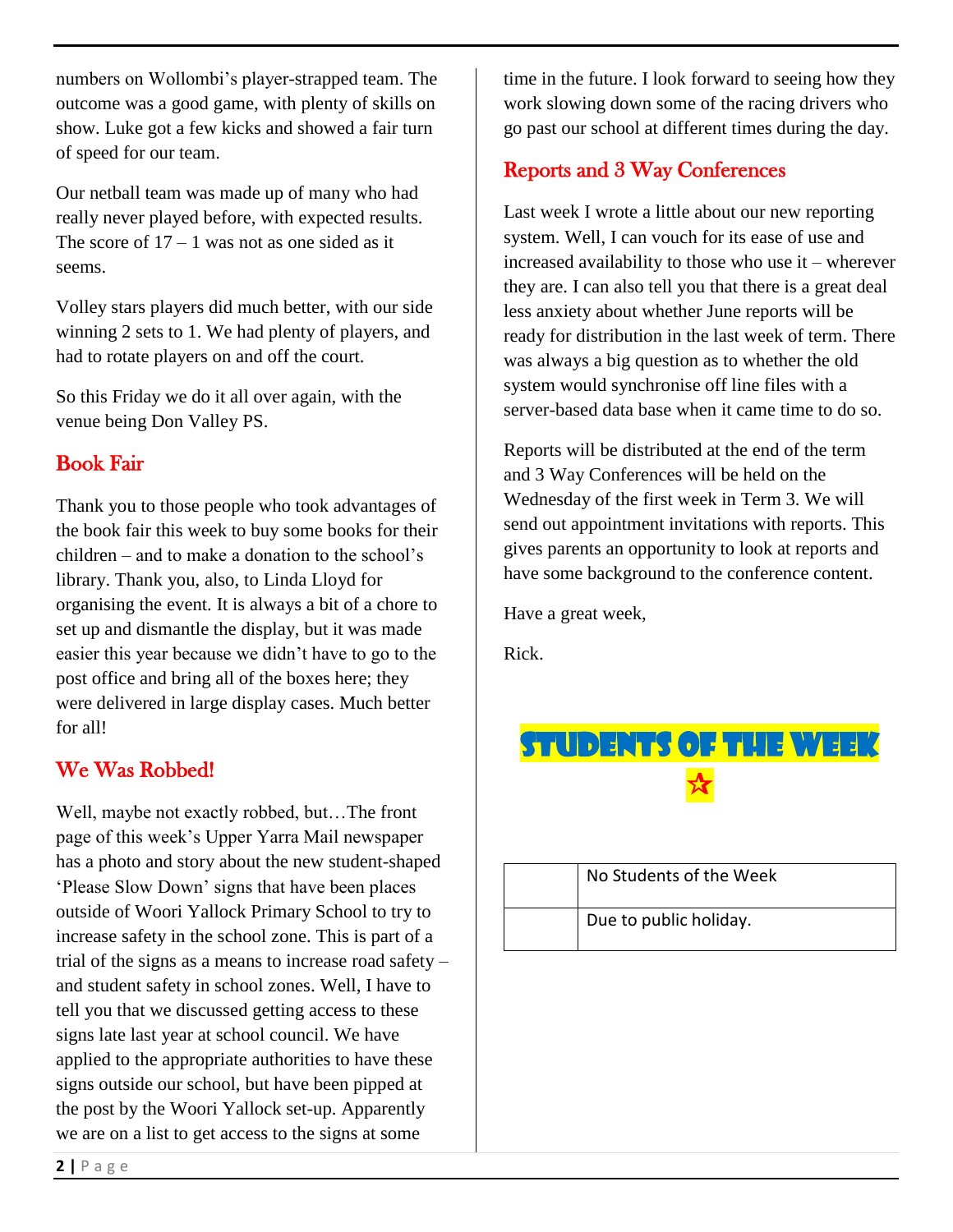numbers on Wollombi's player-strapped team. The outcome was a good game, with plenty of skills on show. Luke got a few kicks and showed a fair turn of speed for our team.

Our netball team was made up of many who had really never played before, with expected results. The score of 17 – 1 was not as one sided as it seems.

Volley stars players did much better, with our side winning 2 sets to 1. We had plenty of players, and had to rotate players on and off the court.

So this Friday we do it all over again, with the venue being Don Valley PS.

## Book Fair

Thank you to those people who took advantages of the book fair this week to buy some books for their children – and to make a donation to the school's library. Thank you, also, to Linda Lloyd for organising the event. It is always a bit of a chore to set up and dismantle the display, but it was made easier this year because we didn't have to go to the post office and bring all of the boxes here; they were delivered in large display cases. Much better for all!

## We Was Robbed!

Well, maybe not exactly robbed, but…The front page of this week's Upper Yarra Mail newspaper has a photo and story about the new student-shaped 'Please Slow Down' signs that have been places outside of Woori Yallock Primary School to try to increase safety in the school zone. This is part of a trial of the signs as a means to increase road safety – and student safety in school zones. Well, I have to tell you that we discussed getting access to these signs late last year at school council. We have applied to the appropriate authorities to have these signs outside our school, but have been pipped at the post by the Woori Yallock set-up. Apparently we are on a list to get access to the signs at some time in the future. I look forward to seeing how they work slowing down some of the racing drivers who go past our school at different times during the day.

## Reports and 3 Way Conferences

Last week I wrote a little about our new reporting system. Well, I can vouch for its ease of use and increased availability to those who use it – wherever they are. I can also tell you that there is a great deal less anxiety about whether June reports will be ready for distribution in the last week of term. There was always a big question as to whether the old system would synchronise off line files with a server-based data base when it came time to do so.

Reports will be distributed at the end of the term and 3 Way Conferences will be held on the Wednesday of the first week in Term 3. We will send out appointment invitations with reports. This gives parents an opportunity to look at reports and have some background to the conference content.

Have a great week,

Rick.

## Students of the Week

☆

| | |
|---|---|
| | No Students of the Week |
| | Due to public holiday. |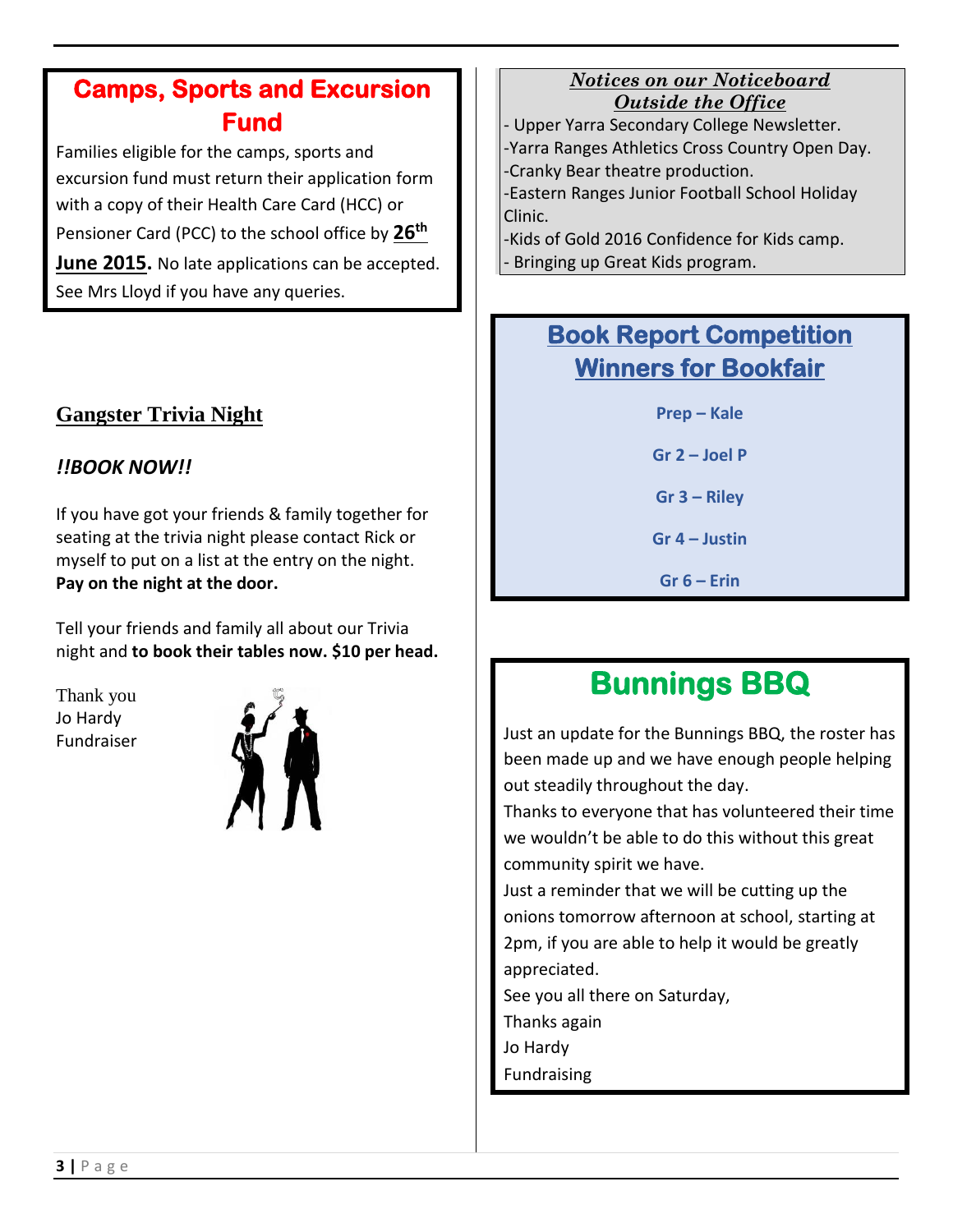## Camps, Sports and Excursion Fund

Families eligible for the camps, sports and excursion fund must return their application form with a copy of their Health Care Card (HCC) or Pensioner Card (PCC) to the school office by **26th June 2015.** No late applications can be accepted. See Mrs Lloyd if you have any queries.

## Gangster Trivia Night

***!!BOOK NOW!!***

If you have got your friends & family together for seating at the trivia night please contact Rick or myself to put on a list at the entry on the night. **Pay on the night at the door.**

Tell your friends and family all about our Trivia night and **to book their tables now. $10 per head.**

Thank you
Jo Hardy
Fundraiser

### *Notices on our Noticeboard Outside the Office*

- Upper Yarra Secondary College Newsletter.
- Yarra Ranges Athletics Cross Country Open Day.
- Cranky Bear theatre production.
- Eastern Ranges Junior Football School Holiday Clinic.
- Kids of Gold 2016 Confidence for Kids camp.
- Bringing up Great Kids program.

## Book Report Competition Winners for Bookfair

**Prep – Kale**

**Gr 2 – Joel P**

**Gr 3 – Riley**

**Gr 4 – Justin**

**Gr 6 – Erin**

## Bunnings BBQ

Just an update for the Bunnings BBQ, the roster has been made up and we have enough people helping out steadily throughout the day.
Thanks to everyone that has volunteered their time we wouldn't be able to do this without this great community spirit we have.
Just a reminder that we will be cutting up the onions tomorrow afternoon at school, starting at 2pm, if you are able to help it would be greatly appreciated.
See you all there on Saturday,
Thanks again
Jo Hardy
Fundraising